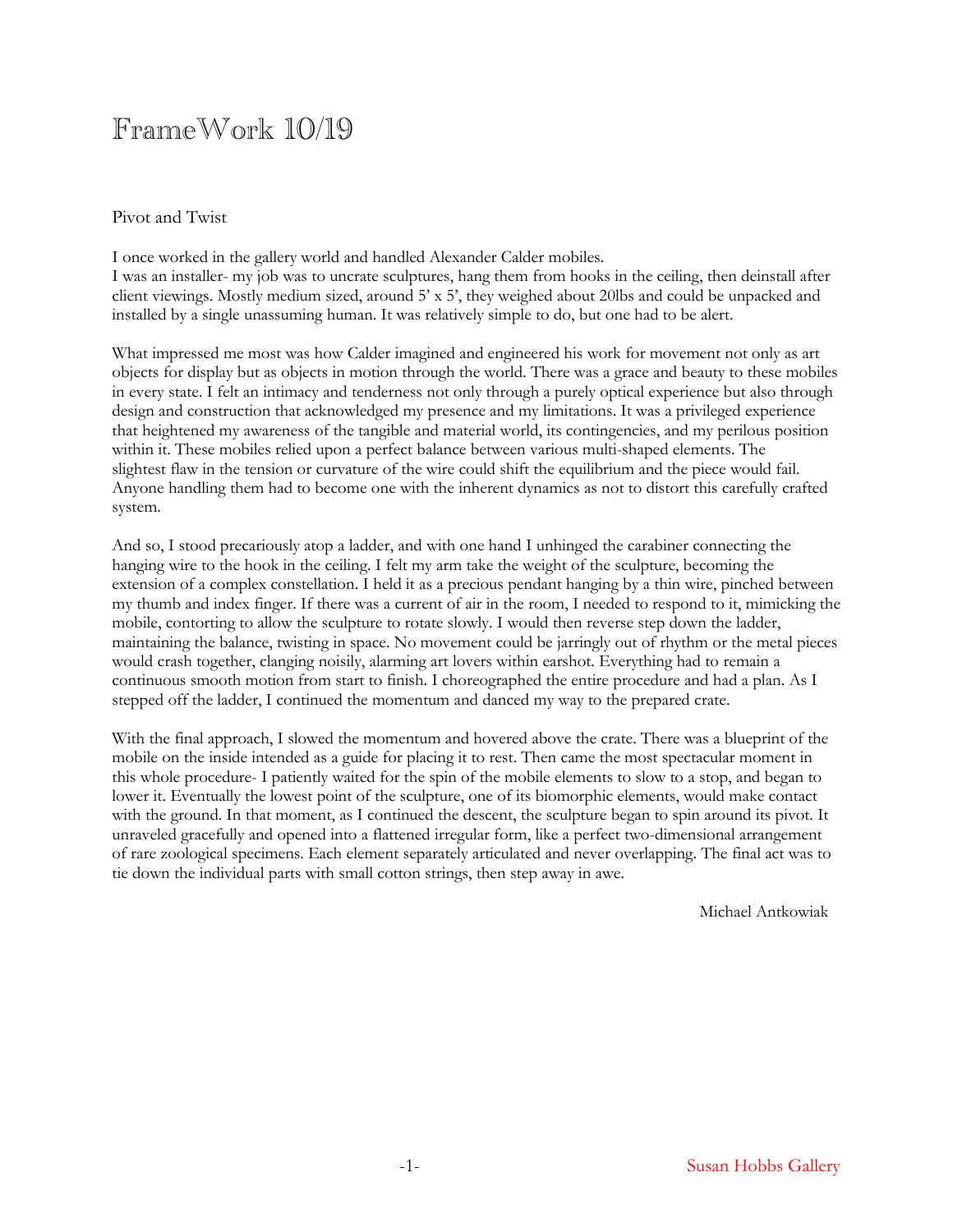# FrameWork 10/19

Pivot and Twist

I once worked in the gallery world and handled Alexander Calder mobiles.
I was an installer- my job was to uncrate sculptures, hang them from hooks in the ceiling, then deinstall after client viewings. Mostly medium sized, around 5' x 5', they weighed about 20lbs and could be unpacked and installed by a single unassuming human. It was relatively simple to do, but one had to be alert.

What impressed me most was how Calder imagined and engineered his work for movement not only as art objects for display but as objects in motion through the world. There was a grace and beauty to these mobiles in every state. I felt an intimacy and tenderness not only through a purely optical experience but also through design and construction that acknowledged my presence and my limitations. It was a privileged experience that heightened my awareness of the tangible and material world, its contingencies, and my perilous position within it. These mobiles relied upon a perfect balance between various multi-shaped elements. The slightest flaw in the tension or curvature of the wire could shift the equilibrium and the piece would fail. Anyone handling them had to become one with the inherent dynamics as not to distort this carefully crafted system.

And so, I stood precariously atop a ladder, and with one hand I unhinged the carabiner connecting the hanging wire to the hook in the ceiling. I felt my arm take the weight of the sculpture, becoming the extension of a complex constellation. I held it as a precious pendant hanging by a thin wire, pinched between my thumb and index finger. If there was a current of air in the room, I needed to respond to it, mimicking the mobile, contorting to allow the sculpture to rotate slowly. I would then reverse step down the ladder, maintaining the balance, twisting in space. No movement could be jarringly out of rhythm or the metal pieces would crash together, clanging noisily, alarming art lovers within earshot. Everything had to remain a continuous smooth motion from start to finish. I choreographed the entire procedure and had a plan. As I stepped off the ladder, I continued the momentum and danced my way to the prepared crate.

With the final approach, I slowed the momentum and hovered above the crate. There was a blueprint of the mobile on the inside intended as a guide for placing it to rest. Then came the most spectacular moment in this whole procedure- I patiently waited for the spin of the mobile elements to slow to a stop, and began to lower it. Eventually the lowest point of the sculpture, one of its biomorphic elements, would make contact with the ground. In that moment, as I continued the descent, the sculpture began to spin around its pivot. It unraveled gracefully and opened into a flattened irregular form, like a perfect two-dimensional arrangement of rare zoological specimens. Each element separately articulated and never overlapping. The final act was to tie down the individual parts with small cotton strings, then step away in awe.

Michael Antkowiak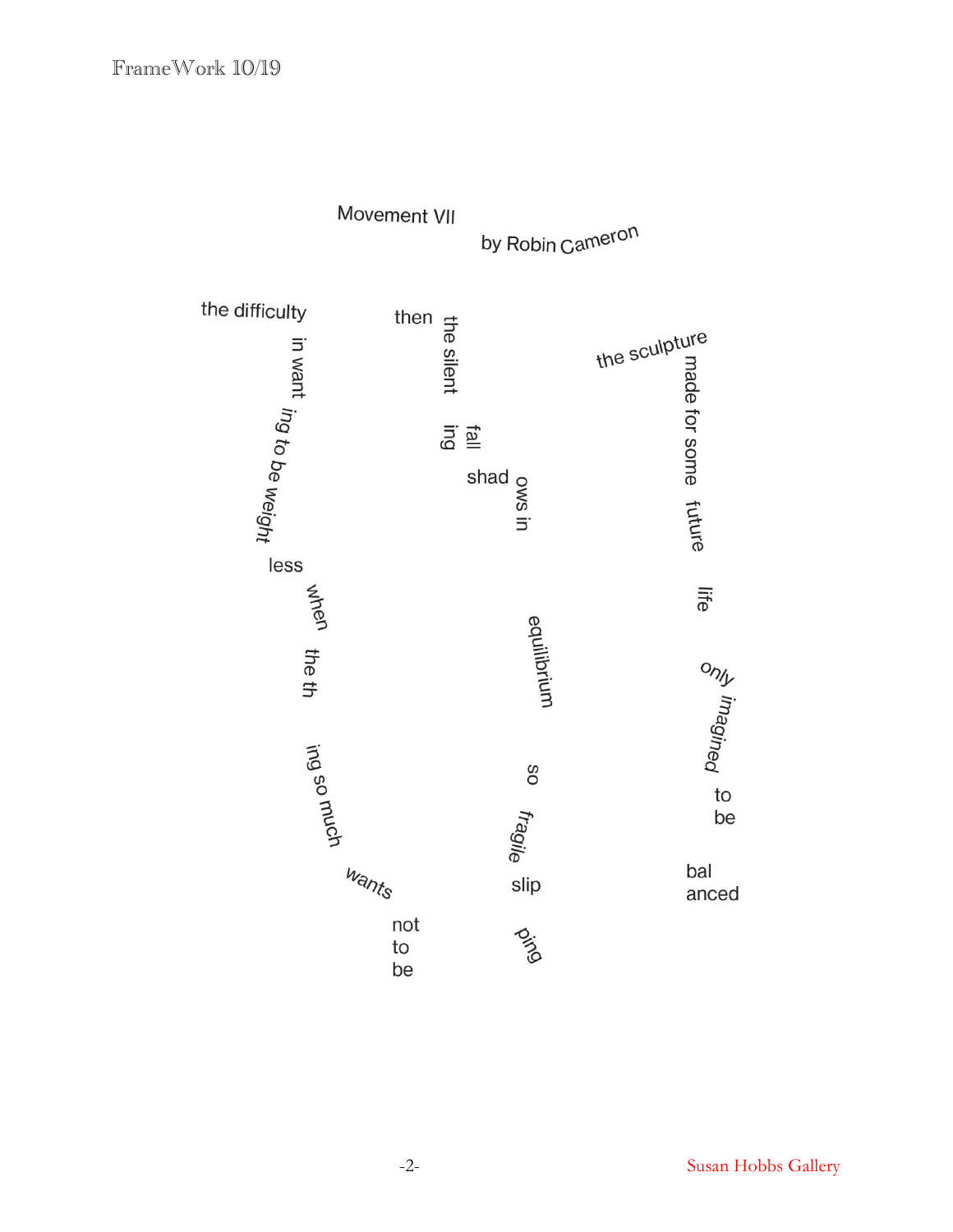# Movement VII

by Robin Cameron

the difficulty
in want
ing to be weight
less
when
the th
ing so much
wants
not
to
be

then
the silent
fall
ing
shad
ows in
equilibrium
so
fragile
slip
ping

the sculpture
made for some
future
life
only
imagined
to
be
bal
anced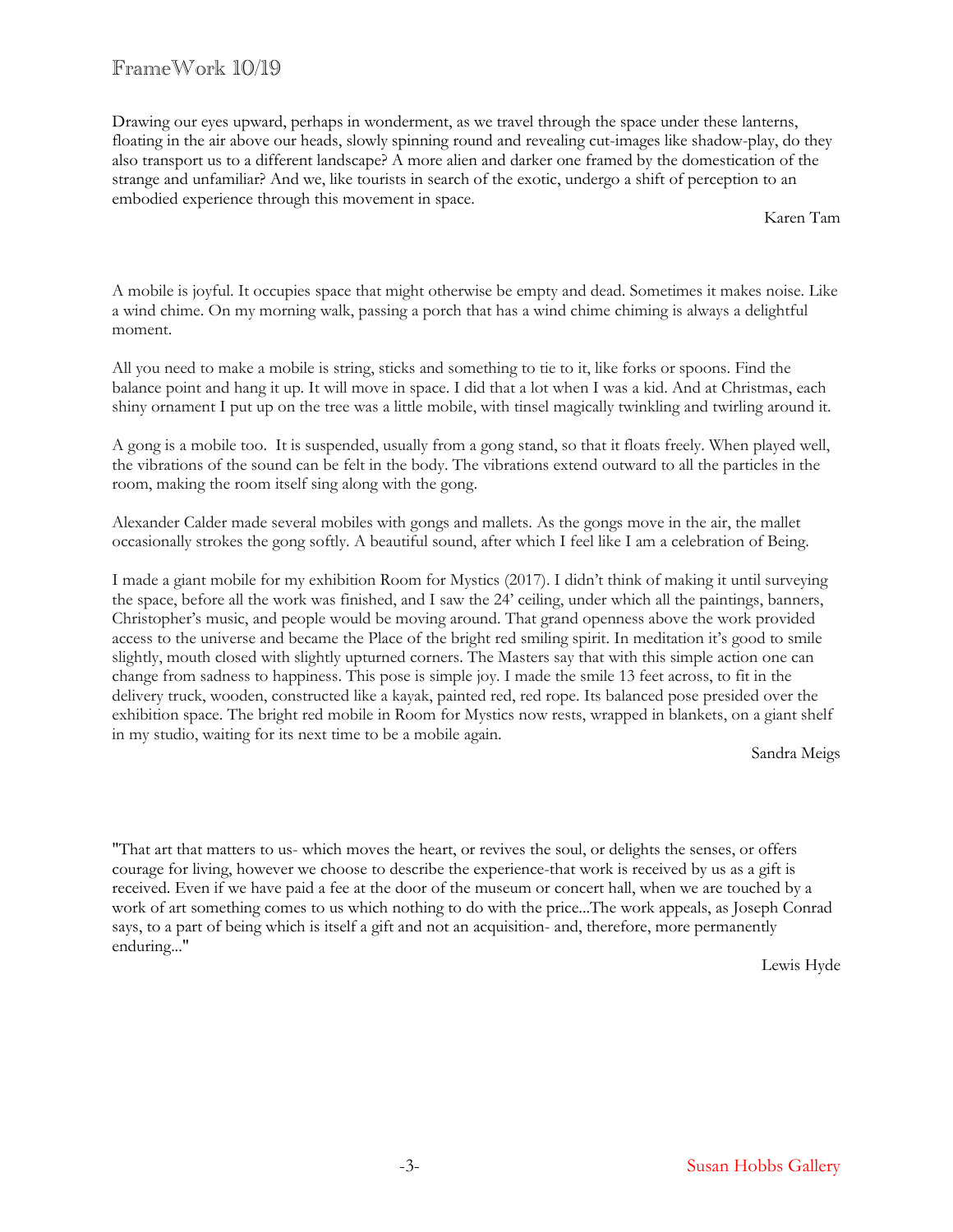Drawing our eyes upward, perhaps in wonderment, as we travel through the space under these lanterns, floating in the air above our heads, slowly spinning round and revealing cut-images like shadow-play, do they also transport us to a different landscape? A more alien and darker one framed by the domestication of the strange and unfamiliar? And we, like tourists in search of the exotic, undergo a shift of perception to an embodied experience through this movement in space.

Karen Tam

A mobile is joyful. It occupies space that might otherwise be empty and dead. Sometimes it makes noise. Like a wind chime. On my morning walk, passing a porch that has a wind chime chiming is always a delightful moment.

All you need to make a mobile is string, sticks and something to tie to it, like forks or spoons. Find the balance point and hang it up. It will move in space. I did that a lot when I was a kid. And at Christmas, each shiny ornament I put up on the tree was a little mobile, with tinsel magically twinkling and twirling around it.

A gong is a mobile too. It is suspended, usually from a gong stand, so that it floats freely. When played well, the vibrations of the sound can be felt in the body. The vibrations extend outward to all the particles in the room, making the room itself sing along with the gong.

Alexander Calder made several mobiles with gongs and mallets. As the gongs move in the air, the mallet occasionally strokes the gong softly. A beautiful sound, after which I feel like I am a celebration of Being.

I made a giant mobile for my exhibition Room for Mystics (2017). I didn't think of making it until surveying the space, before all the work was finished, and I saw the 24' ceiling, under which all the paintings, banners, Christopher's music, and people would be moving around. That grand openness above the work provided access to the universe and became the Place of the bright red smiling spirit. In meditation it's good to smile slightly, mouth closed with slightly upturned corners. The Masters say that with this simple action one can change from sadness to happiness. This pose is simple joy. I made the smile 13 feet across, to fit in the delivery truck, wooden, constructed like a kayak, painted red, red rope. Its balanced pose presided over the exhibition space. The bright red mobile in Room for Mystics now rests, wrapped in blankets, on a giant shelf in my studio, waiting for its next time to be a mobile again.

Sandra Meigs

"That art that matters to us- which moves the heart, or revives the soul, or delights the senses, or offers courage for living, however we choose to describe the experience-that work is received by us as a gift is received. Even if we have paid a fee at the door of the museum or concert hall, when we are touched by a work of art something comes to us which nothing to do with the price...The work appeals, as Joseph Conrad says, to a part of being which is itself a gift and not an acquisition- and, therefore, more permanently enduring..."

Lewis Hyde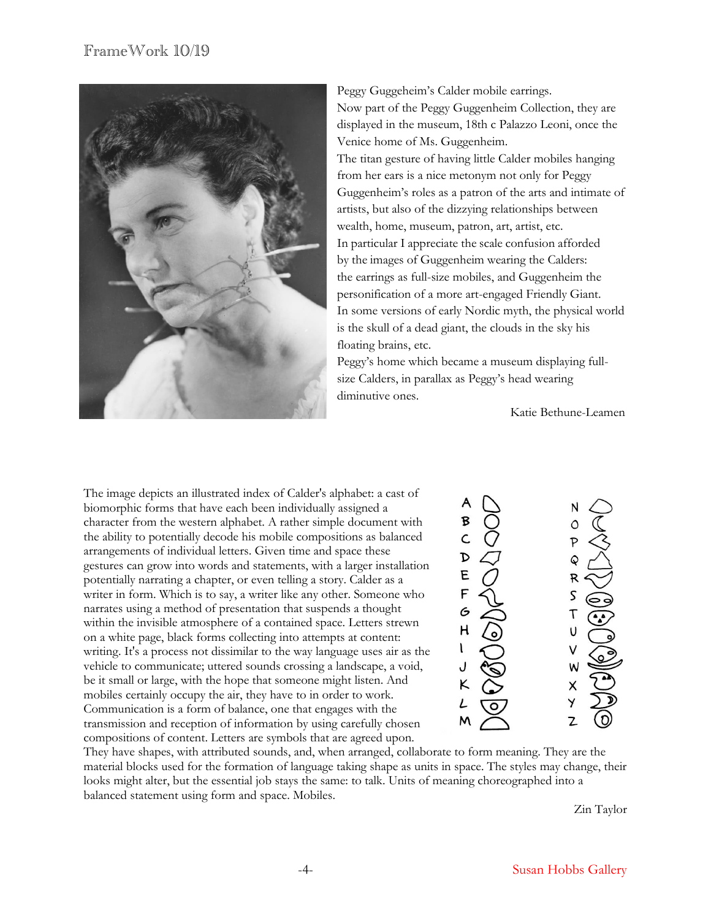Peggy Guggeheim's Calder mobile earrings.
Now part of the Peggy Guggenheim Collection, they are displayed in the museum, 18th c Palazzo Leoni, once the Venice home of Ms. Guggenheim.
The titan gesture of having little Calder mobiles hanging from her ears is a nice metonym not only for Peggy Guggenheim's roles as a patron of the arts and intimate of artists, but also of the dizzying relationships between wealth, home, museum, patron, art, artist, etc.
In particular I appreciate the scale confusion afforded by the images of Guggenheim wearing the Calders: the earrings as full-size mobiles, and Guggenheim the personification of a more art-engaged Friendly Giant.
In some versions of early Nordic myth, the physical world is the skull of a dead giant, the clouds in the sky his floating brains, etc.
Peggy's home which became a museum displaying full-size Calders, in parallax as Peggy's head wearing diminutive ones.

Katie Bethune-Leamen

The image depicts an illustrated index of Calder's alphabet: a cast of biomorphic forms that have each been individually assigned a character from the western alphabet. A rather simple document with the ability to potentially decode his mobile compositions as balanced arrangements of individual letters. Given time and space these gestures can grow into words and statements, with a larger installation potentially narrating a chapter, or even telling a story. Calder as a writer in form. Which is to say, a writer like any other. Someone who narrates using a method of presentation that suspends a thought within the invisible atmosphere of a contained space. Letters strewn on a white page, black forms collecting into attempts at content: writing. It's a process not dissimilar to the way language uses air as the vehicle to communicate; uttered sounds crossing a landscape, a void, be it small or large, with the hope that someone might listen. And mobiles certainly occupy the air, they have to in order to work. Communication is a form of balance, one that engages with the transmission and reception of information by using carefully chosen compositions of content. Letters are symbols that are agreed upon. They have shapes, with attributed sounds, and, when arranged, collaborate to form meaning. They are the material blocks used for the formation of language taking shape as units in space. The styles may change, their looks might alter, but the essential job stays the same: to talk. Units of meaning choreographed into a balanced statement using form and space. Mobiles.

A
B
C
D
E
F
G
H
I
J
K
L
M
N
O
P
Q
R
S
T
U
V
W
X
Y
Z

Zin Taylor

Susan Hobbs Gallery